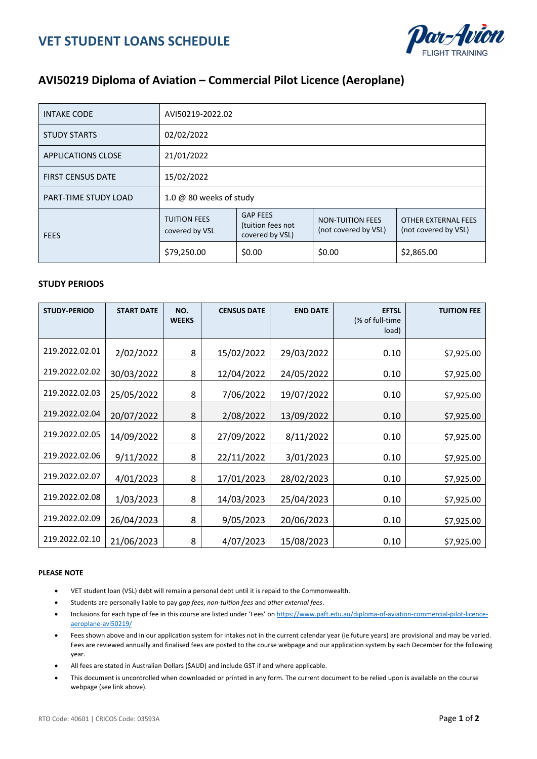# VET STUDENT LOANS SCHEDULE

## AVI50219 Diploma of Aviation – Commercial Pilot Licence (Aeroplane)

| INTAKE CODE | AVI50219-2022.02 | | | |
|---|---|---|---|---|
| STUDY STARTS | 02/02/2022 | | | |
| APPLICATIONS CLOSE | 21/01/2022 | | | |
| FIRST CENSUS DATE | 15/02/2022 | | | |
| PART-TIME STUDY LOAD | 1.0 @ 80 weeks of study | | | |
| FEES | TUITION FEES covered by VSL | GAP FEES (tuition fees not covered by VSL) | NON-TUITION FEES (not covered by VSL) | OTHER EXTERNAL FEES (not covered by VSL) |
| | $79,250.00 | $0.00 | $0.00 | $2,865.00 |

### STUDY PERIODS

| STUDY-PERIOD | START DATE | NO. WEEKS | CENSUS DATE | END DATE | EFTSL (% of full-time load) | TUITION FEE |
|---|---|---|---|---|---|---|
| 219.2022.02.01 | 2/02/2022 | 8 | 15/02/2022 | 29/03/2022 | 0.10 | $7,925.00 |
| 219.2022.02.02 | 30/03/2022 | 8 | 12/04/2022 | 24/05/2022 | 0.10 | $7,925.00 |
| 219.2022.02.03 | 25/05/2022 | 8 | 7/06/2022 | 19/07/2022 | 0.10 | $7,925.00 |
| 219.2022.02.04 | 20/07/2022 | 8 | 2/08/2022 | 13/09/2022 | 0.10 | $7,925.00 |
| 219.2022.02.05 | 14/09/2022 | 8 | 27/09/2022 | 8/11/2022 | 0.10 | $7,925.00 |
| 219.2022.02.06 | 9/11/2022 | 8 | 22/11/2022 | 3/01/2023 | 0.10 | $7,925.00 |
| 219.2022.02.07 | 4/01/2023 | 8 | 17/01/2023 | 28/02/2023 | 0.10 | $7,925.00 |
| 219.2022.02.08 | 1/03/2023 | 8 | 14/03/2023 | 25/04/2023 | 0.10 | $7,925.00 |
| 219.2022.02.09 | 26/04/2023 | 8 | 9/05/2023 | 20/06/2023 | 0.10 | $7,925.00 |
| 219.2022.02.10 | 21/06/2023 | 8 | 4/07/2023 | 15/08/2023 | 0.10 | $7,925.00 |

#### PLEASE NOTE

- VET student loan (VSL) debt will remain a personal debt until it is repaid to the Commonwealth.
- Students are personally liable to pay *gap fees*, *non-tuition fees* and *other external fees*.
- Inclusions for each type of fee in this course are listed under 'Fees' on https://www.paft.edu.au/diploma-of-aviation-commercial-pilot-licence-aeroplane-avi50219/
- Fees shown above and in our application system for intakes not in the current calendar year (ie future years) are provisional and may be varied. Fees are reviewed annually and finalised fees are posted to the course webpage and our application system by each December for the following year.
- All fees are stated in Australian Dollars ($AUD) and include GST if and where applicable.
- This document is uncontrolled when downloaded or printed in any form. The current document to be relied upon is available on the course webpage (see link above).

RTO Code: 40601 | CRICOS Code: 03593A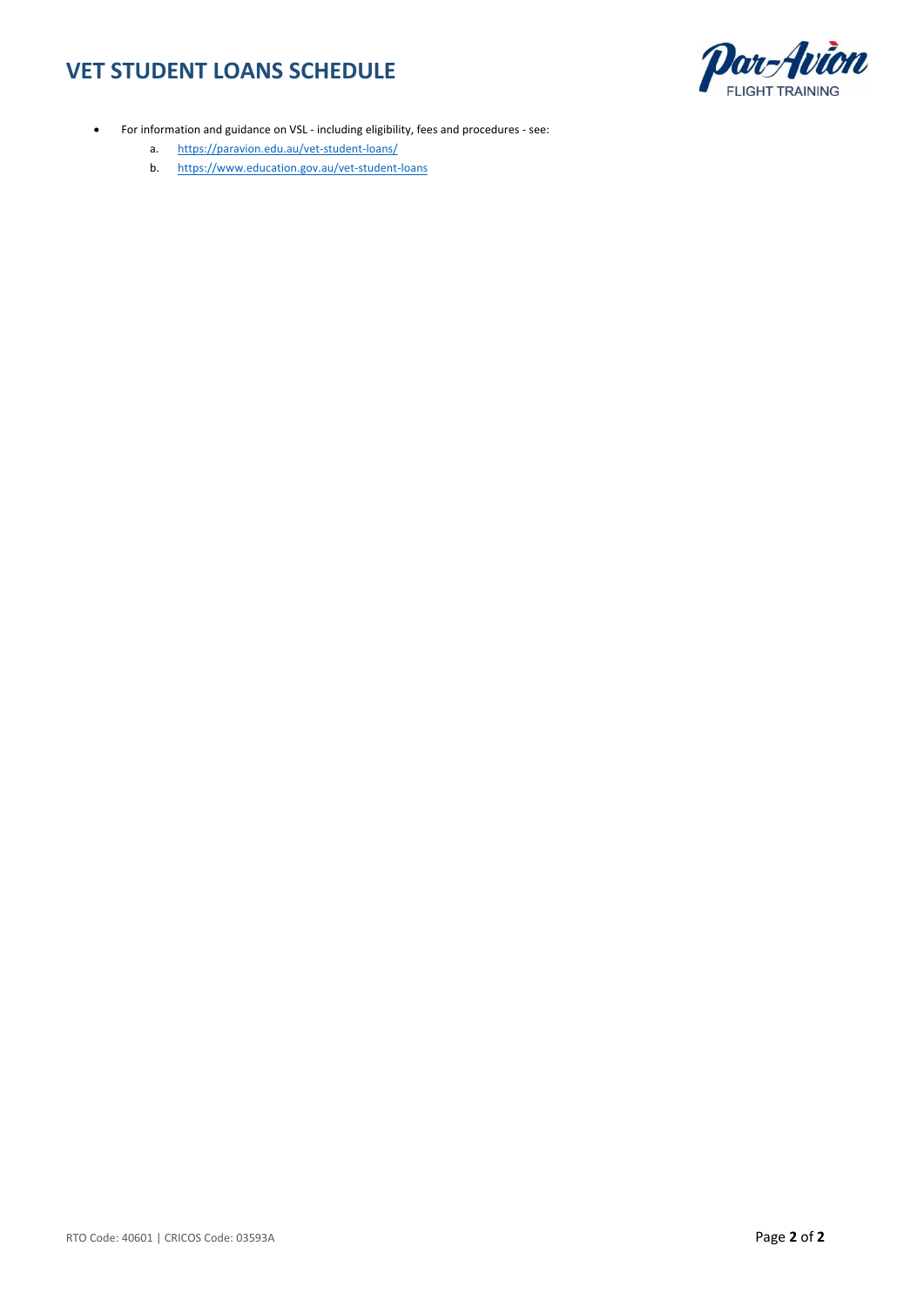- For information and guidance on VSL - including eligibility, fees and procedures - see:
  a. https://paravion.edu.au/vet-student-loans/
  b. https://www.education.gov.au/vet-student-loans